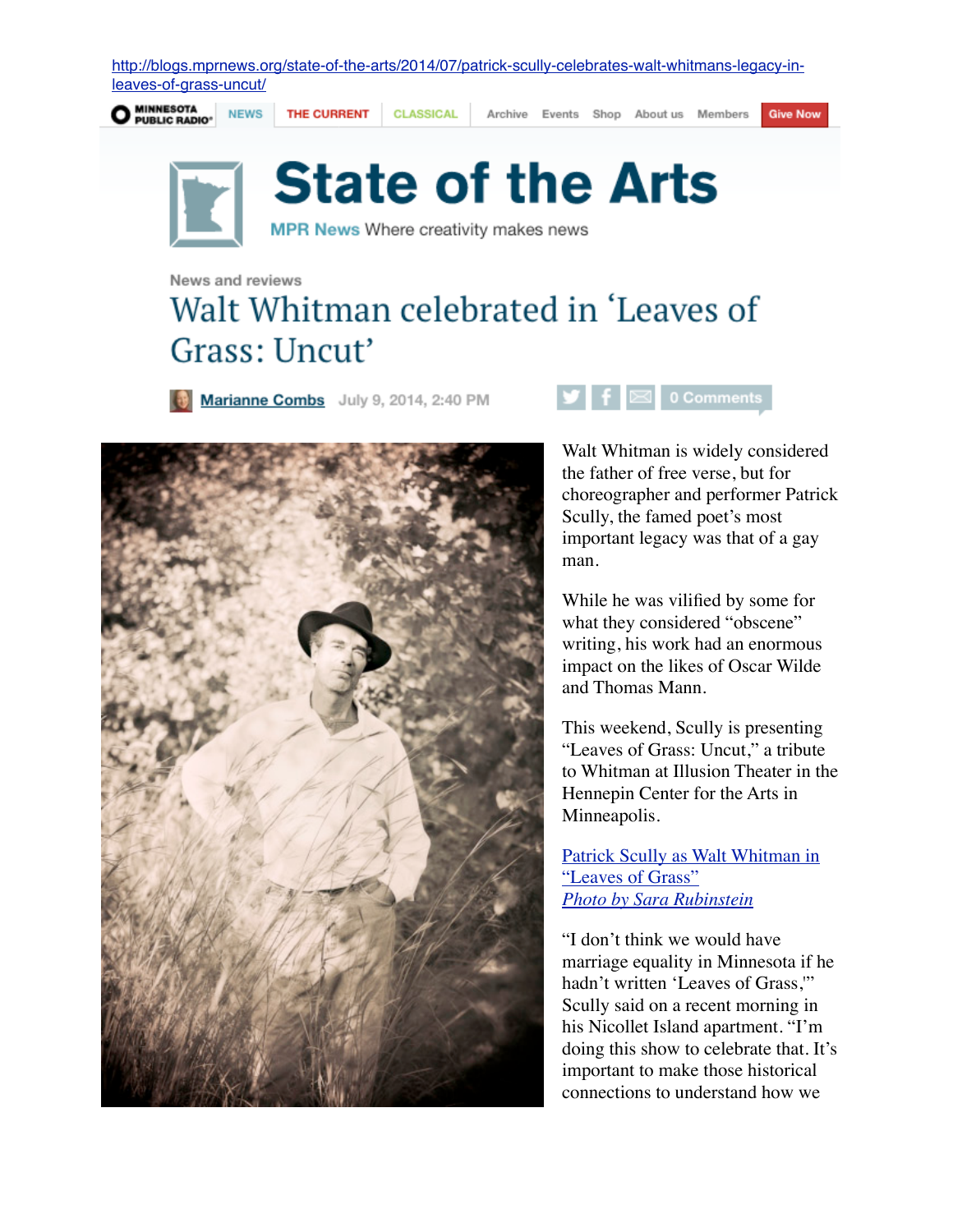http://blogs.mprnews.org/state-of-the-arts/2014/07/patrick-scully-celebrates-walt-whitmans-legacy-in-leaves-of-grass-uncut/

MINNESOTA PUBLIC RADIO | NEWS | THE CURRENT | CLASSICAL | Archive | Events | Shop | About us | Members | Give Now

# State of the Arts

MPR News Where creativity makes news

News and reviews

## Walt Whitman celebrated in 'Leaves of Grass: Uncut'

Marianne Combs July 9, 2014, 2:40 PM

0 Comments

Walt Whitman is widely considered the father of free verse, but for choreographer and performer Patrick Scully, the famed poet's most important legacy was that of a gay man.

While he was vilified by some for what they considered "obscene" writing, his work had an enormous impact on the likes of Oscar Wilde and Thomas Mann.

This weekend, Scully is presenting "Leaves of Grass: Uncut," a tribute to Whitman at Illusion Theater in the Hennepin Center for the Arts in Minneapolis.

Patrick Scully as Walt Whitman in "Leaves of Grass"
*Photo by Sara Rubinstein*

"I don't think we would have marriage equality in Minnesota if he hadn't written 'Leaves of Grass,'" Scully said on a recent morning in his Nicollet Island apartment. "I'm doing this show to celebrate that. It's important to make those historical connections to understand how we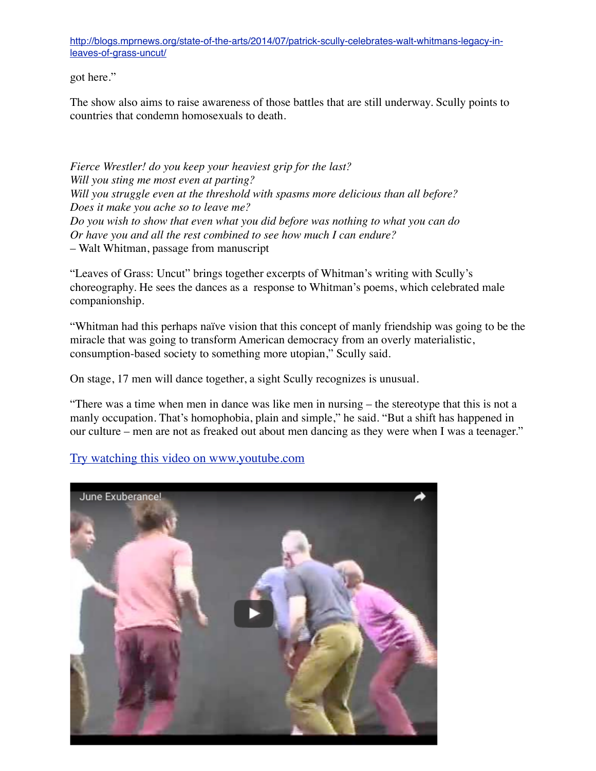http://blogs.mprnews.org/state-of-the-arts/2014/07/patrick-scully-celebrates-walt-whitmans-legacy-in-leaves-of-grass-uncut/

got here."

The show also aims to raise awareness of those battles that are still underway. Scully points to countries that condemn homosexuals to death.

*Fierce Wrestler! do you keep your heaviest grip for the last?*
*Will you sting me most even at parting?*
*Will you struggle even at the threshold with spasms more delicious than all before?*
*Does it make you ache so to leave me?*
*Do you wish to show that even what you did before was nothing to what you can do*
*Or have you and all the rest combined to see how much I can endure?*
– Walt Whitman, passage from manuscript

"Leaves of Grass: Uncut" brings together excerpts of Whitman's writing with Scully's choreography. He sees the dances as a response to Whitman's poems, which celebrated male companionship.

"Whitman had this perhaps naïve vision that this concept of manly friendship was going to be the miracle that was going to transform American democracy from an overly materialistic, consumption-based society to something more utopian," Scully said.

On stage, 17 men will dance together, a sight Scully recognizes is unusual.

"There was a time when men in dance was like men in nursing – the stereotype that this is not a manly occupation. That's homophobia, plain and simple," he said. "But a shift has happened in our culture – men are not as freaked out about men dancing as they were when I was a teenager."

[Try watching this video on www.youtube.com]

June Exuberance!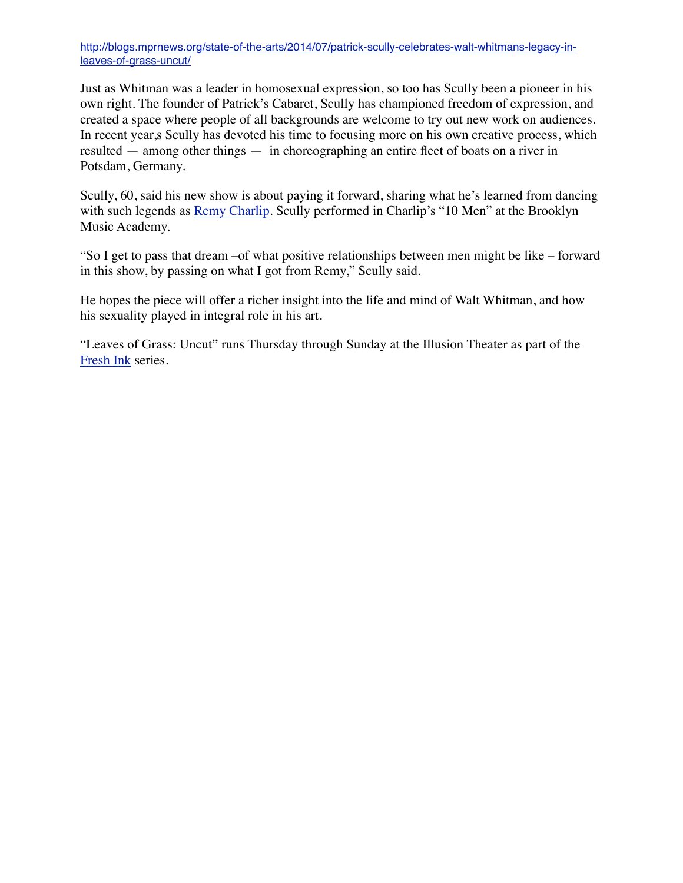[http://blogs.mprnews.org/state-of-the-arts/2014/07/patrick-scully-celebrates-walt-whitmans-legacy-in-leaves-of-grass-uncut/](http://blogs.mprnews.org/state-of-the-arts/2014/07/patrick-scully-celebrates-walt-whitmans-legacy-in-leaves-of-grass-uncut/)

Just as Whitman was a leader in homosexual expression, so too has Scully been a pioneer in his own right. The founder of Patrick's Cabaret, Scully has championed freedom of expression, and created a space where people of all backgrounds are welcome to try out new work on audiences. In recent year,s Scully has devoted his time to focusing more on his own creative process, which resulted — among other things — in choreographing an entire fleet of boats on a river in Potsdam, Germany.

Scully, 60, said his new show is about paying it forward, sharing what he's learned from dancing with such legends as [Remy Charlip](). Scully performed in Charlip's "10 Men" at the Brooklyn Music Academy.

"So I get to pass that dream –of what positive relationships between men might be like – forward in this show, by passing on what I got from Remy," Scully said.

He hopes the piece will offer a richer insight into the life and mind of Walt Whitman, and how his sexuality played in integral role in his art.

"Leaves of Grass: Uncut" runs Thursday through Sunday at the Illusion Theater as part of the [Fresh Ink]() series.